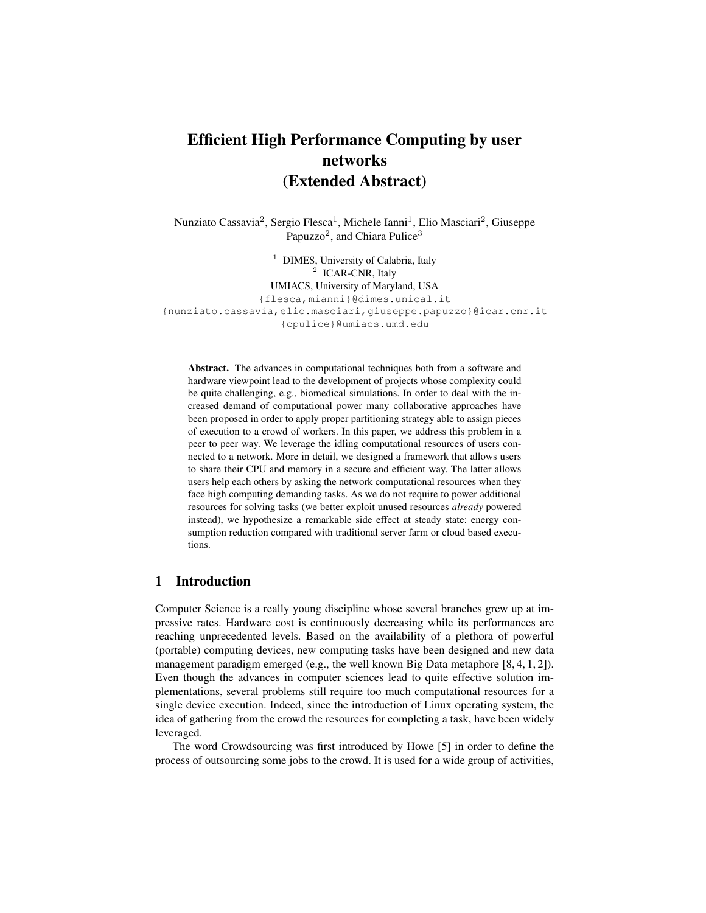# Efficient High Performance Computing by user networks (Extended Abstract)

Nunziato Cassavia[2], Sergio Flesca[1], Michele Ianni[1], Elio Masciari[2], Giuseppe Papuzzo[2], and Chiara Pulice[3]

[1] DIMES, University of Calabria, Italy
[2] ICAR-CNR, Italy
UMIACS, University of Maryland, USA
{flesca,mianni}@dimes.unical.it
{nunziato.cassavia,elio.masciari,giuseppe.papuzzo}@icar.cnr.it
{cpulice}@umiacs.umd.edu

**Abstract.** The advances in computational techniques both from a software and hardware viewpoint lead to the development of projects whose complexity could be quite challenging, e.g., biomedical simulations. In order to deal with the increased demand of computational power many collaborative approaches have been proposed in order to apply proper partitioning strategy able to assign pieces of execution to a crowd of workers. In this paper, we address this problem in a peer to peer way. We leverage the idling computational resources of users connected to a network. More in detail, we designed a framework that allows users to share their CPU and memory in a secure and efficient way. The latter allows users help each others by asking the network computational resources when they face high computing demanding tasks. As we do not require to power additional resources for solving tasks (we better exploit unused resources *already* powered instead), we hypothesize a remarkable side effect at steady state: energy consumption reduction compared with traditional server farm or cloud based executions.

## 1 Introduction

Computer Science is a really young discipline whose several branches grew up at impressive rates. Hardware cost is continuously decreasing while its performances are reaching unprecedented levels. Based on the availability of a plethora of powerful (portable) computing devices, new computing tasks have been designed and new data management paradigm emerged (e.g., the well known Big Data metaphore [8, 4, 1, 2]). Even though the advances in computer sciences lead to quite effective solution implementations, several problems still require too much computational resources for a single device execution. Indeed, since the introduction of Linux operating system, the idea of gathering from the crowd the resources for completing a task, have been widely leveraged.

The word Crowdsourcing was first introduced by Howe [5] in order to define the process of outsourcing some jobs to the crowd. It is used for a wide group of activities,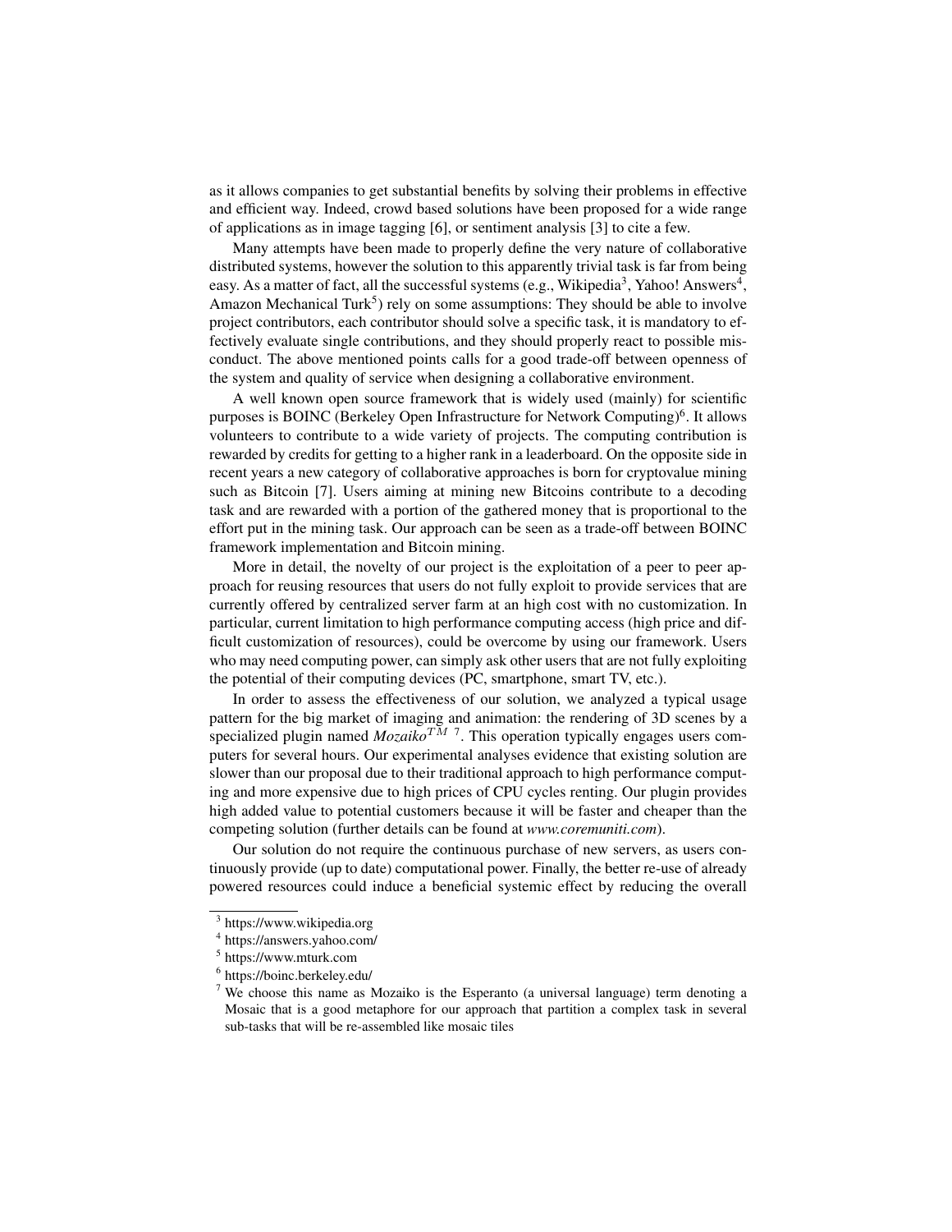as it allows companies to get substantial benefits by solving their problems in effective and efficient way. Indeed, crowd based solutions have been proposed for a wide range of applications as in image tagging [6], or sentiment analysis [3] to cite a few.

Many attempts have been made to properly define the very nature of collaborative distributed systems, however the solution to this apparently trivial task is far from being easy. As a matter of fact, all the successful systems (e.g., Wikipedia[3], Yahoo! Answers[4], Amazon Mechanical Turk[5]) rely on some assumptions: They should be able to involve project contributors, each contributor should solve a specific task, it is mandatory to effectively evaluate single contributions, and they should properly react to possible misconduct. The above mentioned points calls for a good trade-off between openness of the system and quality of service when designing a collaborative environment.

A well known open source framework that is widely used (mainly) for scientific purposes is BOINC (Berkeley Open Infrastructure for Network Computing)[6]. It allows volunteers to contribute to a wide variety of projects. The computing contribution is rewarded by credits for getting to a higher rank in a leaderboard. On the opposite side in recent years a new category of collaborative approaches is born for cryptovalue mining such as Bitcoin [7]. Users aiming at mining new Bitcoins contribute to a decoding task and are rewarded with a portion of the gathered money that is proportional to the effort put in the mining task. Our approach can be seen as a trade-off between BOINC framework implementation and Bitcoin mining.

More in detail, the novelty of our project is the exploitation of a peer to peer approach for reusing resources that users do not fully exploit to provide services that are currently offered by centralized server farm at an high cost with no customization. In particular, current limitation to high performance computing access (high price and difficult customization of resources), could be overcome by using our framework. Users who may need computing power, can simply ask other users that are not fully exploiting the potential of their computing devices (PC, smartphone, smart TV, etc.).

In order to assess the effectiveness of our solution, we analyzed a typical usage pattern for the big market of imaging and animation: the rendering of 3D scenes by a specialized plugin named *Mozaiko*™ [7]. This operation typically engages users computers for several hours. Our experimental analyses evidence that existing solution are slower than our proposal due to their traditional approach to high performance computing and more expensive due to high prices of CPU cycles renting. Our plugin provides high added value to potential customers because it will be faster and cheaper than the competing solution (further details can be found at *www.coremuniti.com*).

Our solution do not require the continuous purchase of new servers, as users continuously provide (up to date) computational power. Finally, the better re-use of already powered resources could induce a beneficial systemic effect by reducing the overall

---

[3] https://www.wikipedia.org

[4] https://answers.yahoo.com/

[5] https://www.mturk.com

[6] https://boinc.berkeley.edu/

[7] We choose this name as Mozaiko is the Esperanto (a universal language) term denoting a Mosaic that is a good metaphore for our approach that partition a complex task in several sub-tasks that will be re-assembled like mosaic tiles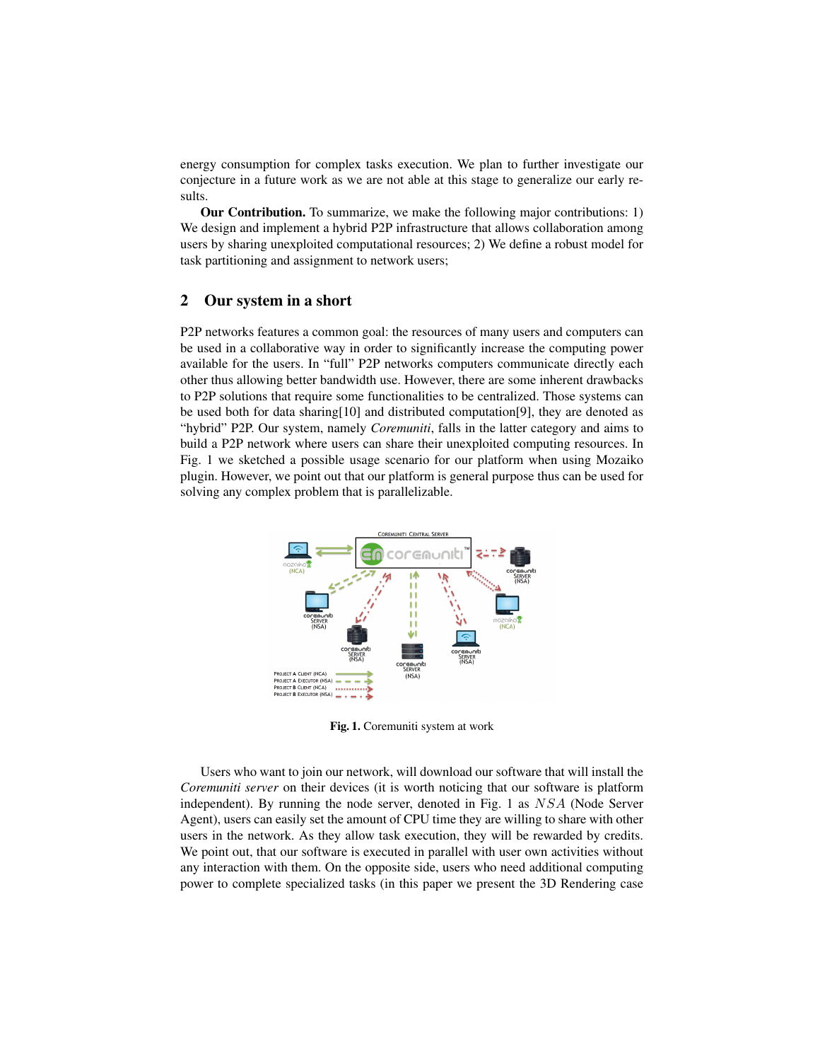energy consumption for complex tasks execution. We plan to further investigate our conjecture in a future work as we are not able at this stage to generalize our early results.

**Our Contribution.** To summarize, we make the following major contributions: 1) We design and implement a hybrid P2P infrastructure that allows collaboration among users by sharing unexploited computational resources; 2) We define a robust model for task partitioning and assignment to network users;

## 2 Our system in a short

P2P networks features a common goal: the resources of many users and computers can be used in a collaborative way in order to significantly increase the computing power available for the users. In "full" P2P networks computers communicate directly each other thus allowing better bandwidth use. However, there are some inherent drawbacks to P2P solutions that require some functionalities to be centralized. Those systems can be used both for data sharing[10] and distributed computation[9], they are denoted as "hybrid" P2P. Our system, namely *Coremuniti*, falls in the latter category and aims to build a P2P network where users can share their unexploited computing resources. In Fig. 1 we sketched a possible usage scenario for our platform when using Mozaiko plugin. However, we point out that our platform is general purpose thus can be used for solving any complex problem that is parallelizable.

**Fig. 1.** Coremuniti system at work

Users who want to join our network, will download our software that will install the *Coremuniti server* on their devices (it is worth noticing that our software is platform independent). By running the node server, denoted in Fig. 1 as $NSA$ (Node Server Agent), users can easily set the amount of CPU time they are willing to share with other users in the network. As they allow task execution, they will be rewarded by credits. We point out, that our software is executed in parallel with user own activities without any interaction with them. On the opposite side, users who need additional computing power to complete specialized tasks (in this paper we present the 3D Rendering case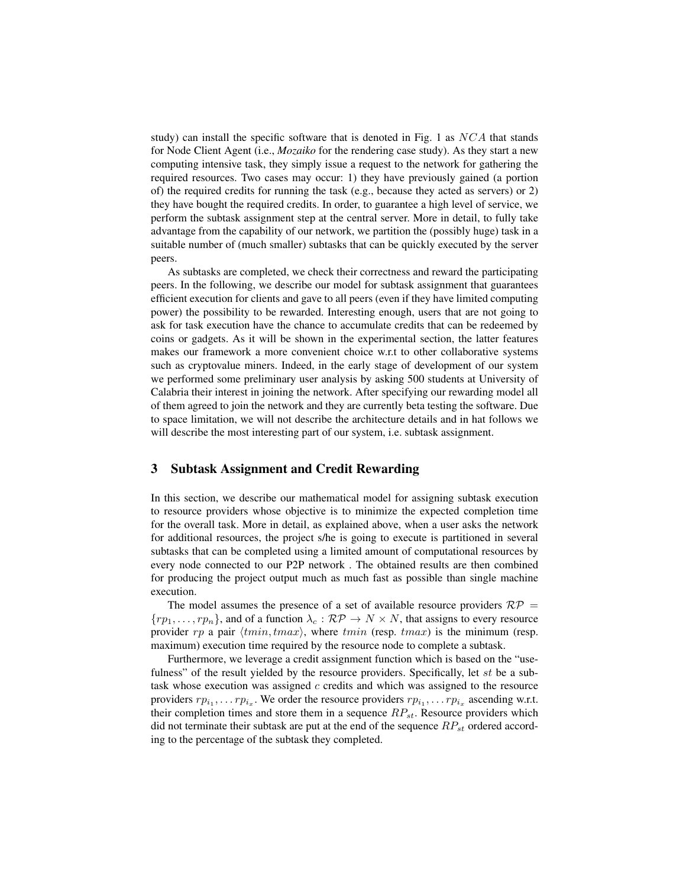study) can install the specific software that is denoted in Fig. 1 as $NCA$ that stands for Node Client Agent (i.e., *Mozaiko* for the rendering case study). As they start a new computing intensive task, they simply issue a request to the network for gathering the required resources. Two cases may occur: 1) they have previously gained (a portion of) the required credits for running the task (e.g., because they acted as servers) or 2) they have bought the required credits. In order, to guarantee a high level of service, we perform the subtask assignment step at the central server. More in detail, to fully take advantage from the capability of our network, we partition the (possibly huge) task in a suitable number of (much smaller) subtasks that can be quickly executed by the server peers.

As subtasks are completed, we check their correctness and reward the participating peers. In the following, we describe our model for subtask assignment that guarantees efficient execution for clients and gave to all peers (even if they have limited computing power) the possibility to be rewarded. Interesting enough, users that are not going to ask for task execution have the chance to accumulate credits that can be redeemed by coins or gadgets. As it will be shown in the experimental section, the latter features makes our framework a more convenient choice w.r.t to other collaborative systems such as cryptovalue miners. Indeed, in the early stage of development of our system we performed some preliminary user analysis by asking 500 students at University of Calabria their interest in joining the network. After specifying our rewarding model all of them agreed to join the network and they are currently beta testing the software. Due to space limitation, we will not describe the architecture details and in hat follows we will describe the most interesting part of our system, i.e. subtask assignment.

## 3 Subtask Assignment and Credit Rewarding

In this section, we describe our mathematical model for assigning subtask execution to resource providers whose objective is to minimize the expected completion time for the overall task. More in detail, as explained above, when a user asks the network for additional resources, the project s/he is going to execute is partitioned in several subtasks that can be completed using a limited amount of computational resources by every node connected to our P2P network . The obtained results are then combined for producing the project output much as much fast as possible than single machine execution.

The model assumes the presence of a set of available resource providers $\mathcal{RP} = \{rp_1, \ldots, rp_n\}$, and of a function $\lambda_c : \mathcal{RP} \rightarrow N \times N$, that assigns to every resource provider $rp$ a pair $\langle tmin, tmax \rangle$, where $tmin$ (resp. $tmax$) is the minimum (resp. maximum) execution time required by the resource node to complete a subtask.

Furthermore, we leverage a credit assignment function which is based on the "usefulness" of the result yielded by the resource providers. Specifically, let $st$ be a subtask whose execution was assigned $c$ credits and which was assigned to the resource providers $rp_{i_1}, \ldots rp_{i_x}$. We order the resource providers $rp_{i_1}, \ldots rp_{i_x}$ ascending w.r.t. their completion times and store them in a sequence $RP_{st}$. Resource providers which did not terminate their subtask are put at the end of the sequence $RP_{st}$ ordered according to the percentage of the subtask they completed.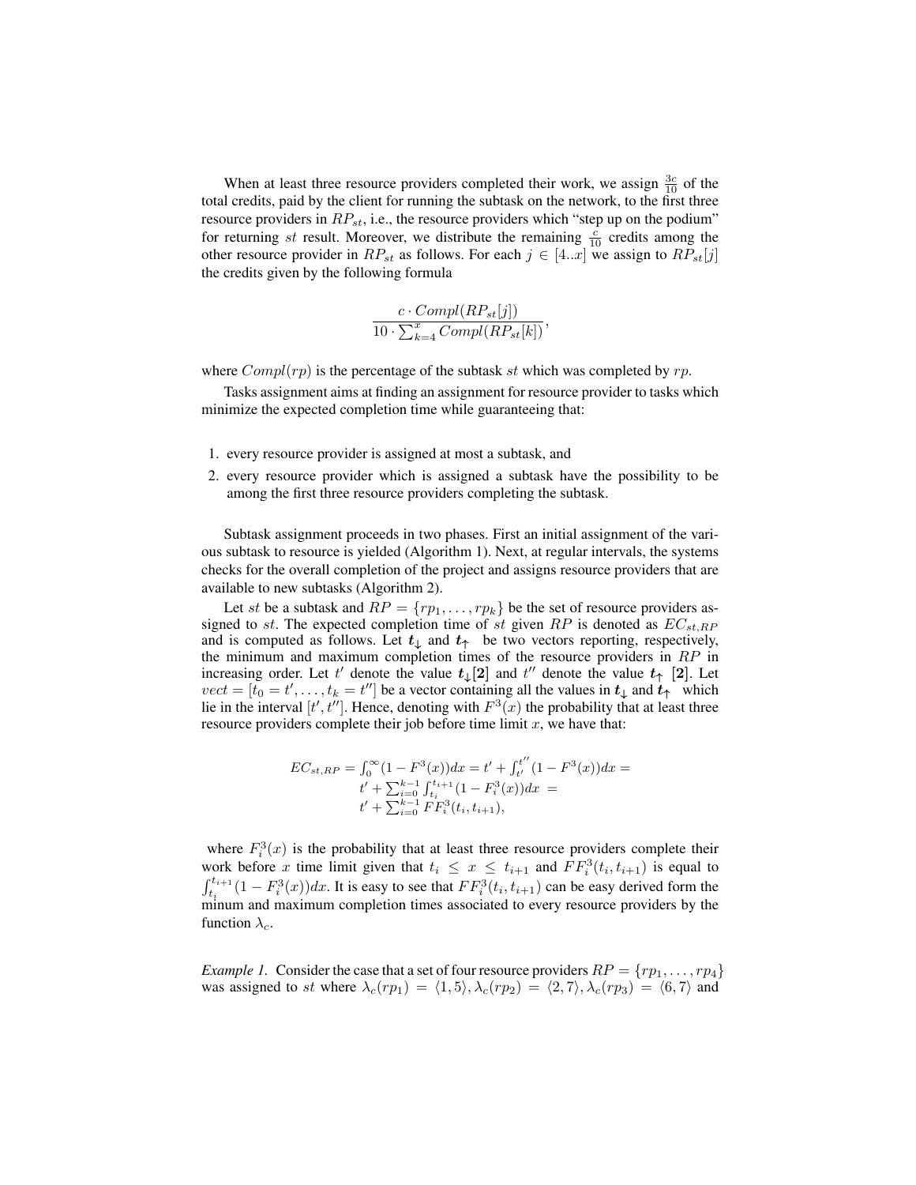When at least three resource providers completed their work, we assign $\frac{3c}{10}$ of the total credits, paid by the client for running the subtask on the network, to the first three resource providers in $RP_{st}$, i.e., the resource providers which "step up on the podium" for returning $st$ result. Moreover, we distribute the remaining $\frac{c}{10}$ credits among the other resource provider in $RP_{st}$ as follows. For each $j \in [4..x]$ we assign to $RP_{st}[j]$ the credits given by the following formula

$$\frac{c \cdot Compl(RP_{st}[j])}{10 \cdot \sum_{k=4}^{x} Compl(RP_{st}[k])},$$

where $Compl(rp)$ is the percentage of the subtask $st$ which was completed by $rp$.

Tasks assignment aims at finding an assignment for resource provider to tasks which minimize the expected completion time while guaranteeing that:

1. every resource provider is assigned at most a subtask, and
2. every resource provider which is assigned a subtask have the possibility to be among the first three resource providers completing the subtask.

Subtask assignment proceeds in two phases. First an initial assignment of the various subtask to resource is yielded (Algorithm 1). Next, at regular intervals, the systems checks for the overall completion of the project and assigns resource providers that are available to new subtasks (Algorithm 2).

Let $st$ be a subtask and $RP = \{rp_1, \ldots, rp_k\}$ be the set of resource providers assigned to $st$. The expected completion time of $st$ given $RP$ is denoted as $EC_{st,RP}$ and is computed as follows. Let $\boldsymbol{t}_{\downarrow}$ and $\boldsymbol{t}_{\uparrow}$ be two vectors reporting, respectively, the minimum and maximum completion times of the resource providers in $RP$ in increasing order. Let $t'$ denote the value $\boldsymbol{t}_{\downarrow}[\mathbf{2}]$ and $t''$ denote the value $\boldsymbol{t}_{\uparrow}$ $[\mathbf{2}]$. Let $vect = [t_0 = t', \ldots, t_k = t'']$ be a vector containing all the values in $\boldsymbol{t}_{\downarrow}$ and $\boldsymbol{t}_{\uparrow}$ which lie in the interval $[t', t'']$. Hence, denoting with $F^3(x)$ the probability that at least three resource providers complete their job before time limit $x$, we have that:

$$\begin{aligned} EC_{st,RP} = \int_0^{\infty}(1 - F^3(x))dx = t' + \int_{t'}^{t''}(1 - F^3(x))dx = \\ t' + \sum_{i=0}^{k-1}\int_{t_i}^{t_{i+1}}(1 - F_i^3(x))dx \ = \\ t' + \sum_{i=0}^{k-1} FF_i^3(t_i, t_{i+1}), \end{aligned}$$

where $F_i^3(x)$ is the probability that at least three resource providers complete their work before $x$ time limit given that $t_i \leq x \leq t_{i+1}$ and $FF_i^3(t_i, t_{i+1})$ is equal to $\int_{t_i}^{t_{i+1}}(1 - F_i^3(x))dx$. It is easy to see that $FF_i^3(t_i, t_{i+1})$ can be easy derived form the minum and maximum completion times associated to every resource providers by the function $\lambda_c$.

*Example 1.* Consider the case that a set of four resource providers $RP = \{rp_1, \ldots, rp_4\}$ was assigned to $st$ where $\lambda_c(rp_1) = \langle 1, 5\rangle, \lambda_c(rp_2) = \langle 2, 7\rangle, \lambda_c(rp_3) = \langle 6, 7\rangle$ and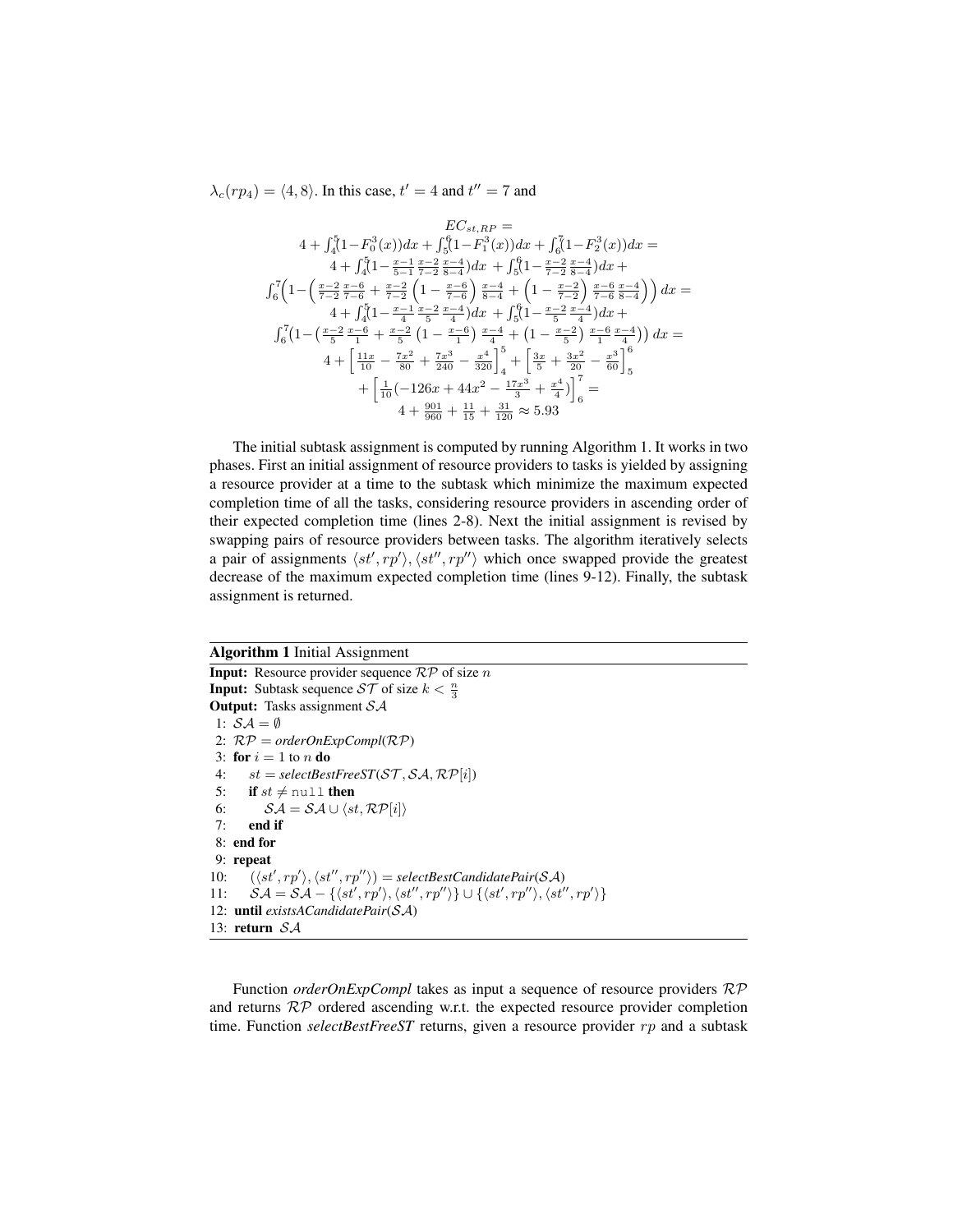$\lambda_c(rp_4) = \langle 4, 8\rangle$. In this case, $t' = 4$ and $t'' = 7$ and

$$
\begin{gathered}
EC_{st,RP} = \\
4 + \int_4^5 (1 - F_0^3(x))dx + \int_5^6 (1 - F_1^3(x))dx + \int_6^7 (1 - F_2^3(x))dx = \\
4 + \int_4^5 (1 - \tfrac{x-1}{5-1}\tfrac{x-2}{7-2}\tfrac{x-4}{8-4})dx + \int_5^6 (1 - \tfrac{x-2}{7-2}\tfrac{x-4}{8-4})dx + \\
\int_6^7 \Big(1 - \Big(\tfrac{x-2}{7-2}\tfrac{x-6}{7-6} + \tfrac{x-2}{7-2}\left(1 - \tfrac{x-6}{7-6}\right)\tfrac{x-4}{8-4} + \left(1 - \tfrac{x-2}{7-2}\right)\tfrac{x-6}{7-6}\tfrac{x-4}{8-4}\Big)\Big)dx = \\
4 + \int_4^5 (1 - \tfrac{x-1}{4}\tfrac{x-2}{5}\tfrac{x-4}{4})dx + \int_5^6 (1 - \tfrac{x-2}{5}\tfrac{x-4}{4})dx + \\
\int_6^7 \big(1 - \big(\tfrac{x-2}{5}\tfrac{x-6}{1} + \tfrac{x-2}{5}\left(1 - \tfrac{x-6}{1}\right)\tfrac{x-4}{4} + \left(1 - \tfrac{x-2}{5}\right)\tfrac{x-6}{1}\tfrac{x-4}{4}\big)\big)dx = \\
4 + \left[\tfrac{11x}{10} - \tfrac{7x^2}{80} + \tfrac{7x^3}{240} - \tfrac{x^4}{320}\right]_4^5 + \left[\tfrac{3x}{5} + \tfrac{3x^2}{20} - \tfrac{x^3}{60}\right]_5^6 \\
+ \left[\tfrac{1}{10}(-126x + 44x^2 - \tfrac{17x^3}{3} + \tfrac{x^4}{4})\right]_6^7 = \\
4 + \tfrac{901}{960} + \tfrac{11}{15} + \tfrac{31}{120} \approx 5.93
\end{gathered}
$$

The initial subtask assignment is computed by running Algorithm 1. It works in two phases. First an initial assignment of resource providers to tasks is yielded by assigning a resource provider at a time to the subtask which minimize the maximum expected completion time of all the tasks, considering resource providers in ascending order of their expected completion time (lines 2-8). Next the initial assignment is revised by swapping pairs of resource providers between tasks. The algorithm iteratively selects a pair of assignments $\langle st', rp'\rangle, \langle st'', rp''\rangle$ which once swapped provide the greatest decrease of the maximum expected completion time (lines 9-12). Finally, the subtask assignment is returned.

**Algorithm 1** Initial Assignment

**Input:** Resource provider sequence $\mathcal{RP}$ of size $n$
**Input:** Subtask sequence $\mathcal{ST}$ of size $k < \frac{n}{3}$
**Output:** Tasks assignment $\mathcal{SA}$

1: $\mathcal{SA} = \emptyset$
2: $\mathcal{RP} =$ *orderOnExpCompl*($\mathcal{RP}$)
3: **for** $i = 1$ to $n$ **do**
4: $\quad st =$ *selectBestFreeST*($\mathcal{ST}, \mathcal{SA}, \mathcal{RP}[i]$)
5: $\quad$ **if** $st \neq$ `null` **then**
6: $\quad\quad \mathcal{SA} = \mathcal{SA} \cup \langle st, \mathcal{RP}[i]\rangle$
7: $\quad$ **end if**
8: **end for**
9: **repeat**
10: $\quad (\langle st', rp'\rangle, \langle st'', rp''\rangle) =$ *selectBestCandidatePair*($\mathcal{SA}$)
11: $\quad \mathcal{SA} = \mathcal{SA} - \{\langle st', rp'\rangle, \langle st'', rp''\rangle\} \cup \{\langle st', rp''\rangle, \langle st'', rp'\rangle\}$
12: **until** *existsACandidatePair*($\mathcal{SA}$)
13: **return** $\mathcal{SA}$

Function *orderOnExpCompl* takes as input a sequence of resource providers $\mathcal{RP}$ and returns $\mathcal{RP}$ ordered ascending w.r.t. the expected resource provider completion time. Function *selectBestFreeST* returns, given a resource provider $rp$ and a subtask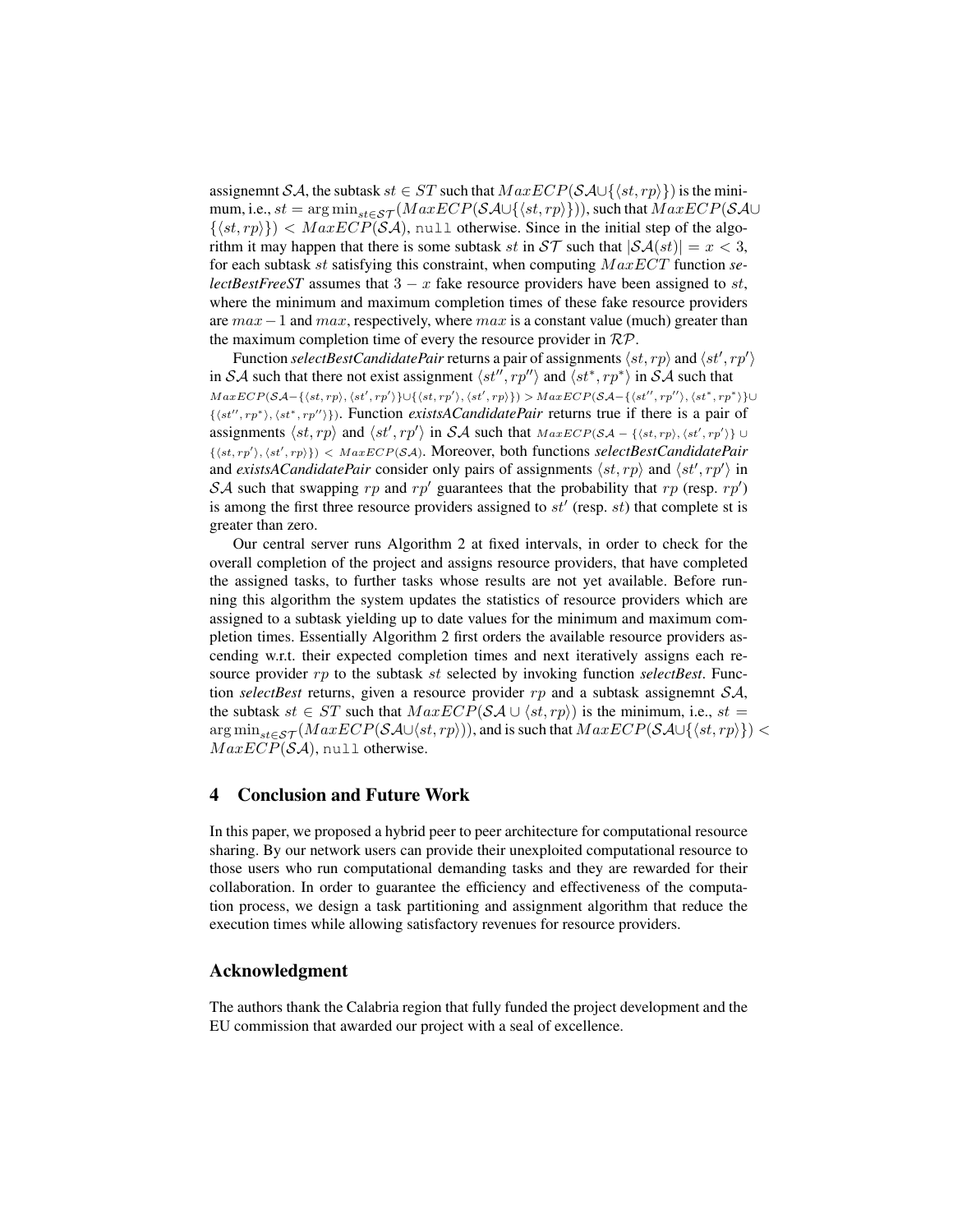assignemnt $\mathcal{SA}$, the subtask $st \in ST$ such that $MaxECP(\mathcal{SA} \cup \{\langle st, rp \rangle\})$ is the minimum, i.e., $st = \arg\min_{st \in \mathcal{ST}}(MaxECP(\mathcal{SA} \cup \{\langle st, rp \rangle\}))$, such that $MaxECP(\mathcal{SA} \cup \{\langle st, rp \rangle\}) < MaxECP(\mathcal{SA})$, `null` otherwise. Since in the initial step of the algorithm it may happen that there is some subtask $st$ in $\mathcal{ST}$ such that $|\mathcal{SA}(st)| = x < 3$, for each subtask $st$ satisfying this constraint, when computing $MaxECT$ function ***selectBestFreeST*** assumes that $3 - x$ fake resource providers have been assigned to $st$, where the minimum and maximum completion times of these fake resource providers are $max - 1$ and $max$, respectively, where $max$ is a constant value (much) greater than the maximum completion time of every the resource provider in $\mathcal{RP}$.

Function ***selectBestCandidatePair*** returns a pair of assignments $\langle st, rp \rangle$ and $\langle st', rp' \rangle$ in $\mathcal{SA}$ such that there not exist assignment $\langle st'', rp'' \rangle$ and $\langle st^*, rp^* \rangle$ in $\mathcal{SA}$ such that $MaxECP(\mathcal{SA} - \{\langle st, rp \rangle, \langle st', rp' \rangle\} \cup \{\langle st, rp' \rangle, \langle st', rp \rangle\}) > MaxECP(\mathcal{SA} - \{\langle st'', rp'' \rangle, \langle st^*, rp^* \rangle\} \cup \{\langle st'', rp^* \rangle, \langle st^*, rp'' \rangle\})$. Function ***existsACandidatePair*** returns true if there is a pair of assignments $\langle st, rp \rangle$ and $\langle st', rp' \rangle$ in $\mathcal{SA}$ such that $MaxECP(\mathcal{SA} - \{\langle st, rp \rangle, \langle st', rp' \rangle\} \cup \{\langle st, rp' \rangle, \langle st', rp \rangle\}) < MaxECP(\mathcal{SA})$. Moreover, both functions ***selectBestCandidatePair*** and ***existsACandidatePair*** consider only pairs of assignments $\langle st, rp \rangle$ and $\langle st', rp' \rangle$ in $\mathcal{SA}$ such that swapping $rp$ and $rp'$ guarantees that the probability that $rp$ (resp. $rp'$) is among the first three resource providers assigned to $st'$ (resp. $st$) that complete st is greater than zero.

Our central server runs Algorithm 2 at fixed intervals, in order to check for the overall completion of the project and assigns resource providers, that have completed the assigned tasks, to further tasks whose results are not yet available. Before running this algorithm the system updates the statistics of resource providers which are assigned to a subtask yielding up to date values for the minimum and maximum completion times. Essentially Algorithm 2 first orders the available resource providers ascending w.r.t. their expected completion times and next iteratively assigns each resource provider $rp$ to the subtask $st$ selected by invoking function ***selectBest***. Function ***selectBest*** returns, given a resource provider $rp$ and a subtask assignemnt $\mathcal{SA}$, the subtask $st \in ST$ such that $MaxECP(\mathcal{SA} \cup \langle st, rp \rangle)$ is the minimum, i.e., $st = \arg\min_{st \in \mathcal{ST}}(MaxECP(\mathcal{SA} \cup \langle st, rp \rangle))$, and is such that $MaxECP(\mathcal{SA} \cup \{\langle st, rp \rangle\}) < MaxECP(\mathcal{SA})$, `null` otherwise.

## 4 Conclusion and Future Work

In this paper, we proposed a hybrid peer to peer architecture for computational resource sharing. By our network users can provide their unexploited computational resource to those users who run computational demanding tasks and they are rewarded for their collaboration. In order to guarantee the efficiency and effectiveness of the computation process, we design a task partitioning and assignment algorithm that reduce the execution times while allowing satisfactory revenues for resource providers.

## Acknowledgment

The authors thank the Calabria region that fully funded the project development and the EU commission that awarded our project with a seal of excellence.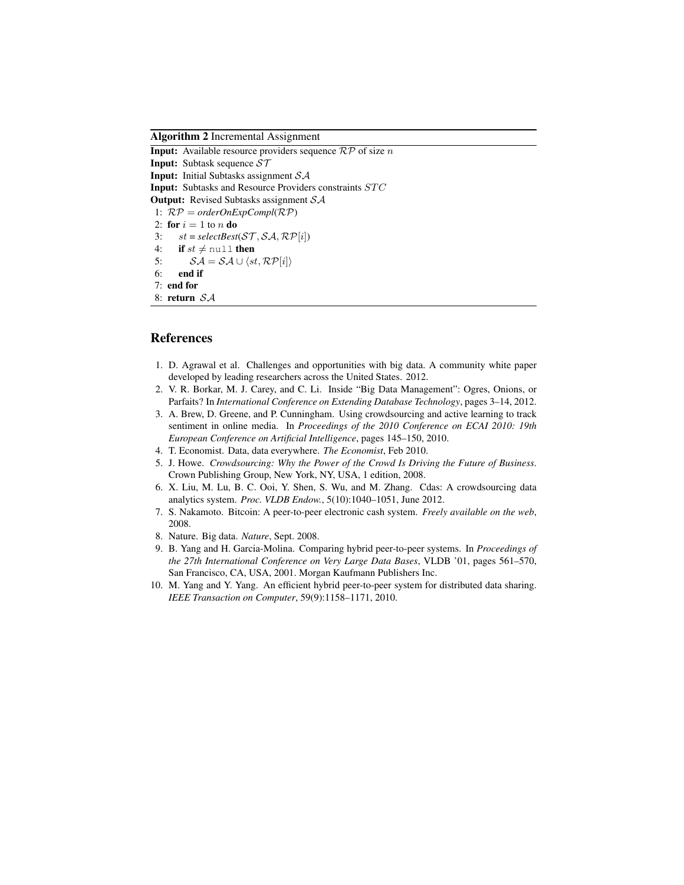**Algorithm 2** Incremental Assignment

**Input:** Available resource providers sequence $\mathcal{RP}$ of size $n$
**Input:** Subtask sequence $\mathcal{ST}$
**Input:** Initial Subtasks assignment $\mathcal{SA}$
**Input:** Subtasks and Resource Providers constraints $STC$
**Output:** Revised Subtasks assignment $\mathcal{SA}$

1: $\mathcal{RP} =$ *orderOnExpCompl*($\mathcal{RP}$)
2: **for** $i = 1$ to $n$ **do**
3: $\quad st$ = *selectBest*($\mathcal{ST}, \mathcal{SA}, \mathcal{RP}[i]$)
4: $\quad$ **if** $st \neq$ `null` **then**
5: $\quad\quad \mathcal{SA} = \mathcal{SA} \cup \langle st, \mathcal{RP}[i] \rangle$
6: $\quad$ **end if**
7: **end for**
8: **return** $\mathcal{SA}$

## References

1. D. Agrawal et al. Challenges and opportunities with big data. A community white paper developed by leading researchers across the United States. 2012.
2. V. R. Borkar, M. J. Carey, and C. Li. Inside "Big Data Management": Ogres, Onions, or Parfaits? In *International Conference on Extending Database Technology*, pages 3–14, 2012.
3. A. Brew, D. Greene, and P. Cunningham. Using crowdsourcing and active learning to track sentiment in online media. In *Proceedings of the 2010 Conference on ECAI 2010: 19th European Conference on Artificial Intelligence*, pages 145–150, 2010.
4. T. Economist. Data, data everywhere. *The Economist*, Feb 2010.
5. J. Howe. *Crowdsourcing: Why the Power of the Crowd Is Driving the Future of Business*. Crown Publishing Group, New York, NY, USA, 1 edition, 2008.
6. X. Liu, M. Lu, B. C. Ooi, Y. Shen, S. Wu, and M. Zhang. Cdas: A crowdsourcing data analytics system. *Proc. VLDB Endow.*, 5(10):1040–1051, June 2012.
7. S. Nakamoto. Bitcoin: A peer-to-peer electronic cash system. *Freely available on the web*, 2008.
8. Nature. Big data. *Nature*, Sept. 2008.
9. B. Yang and H. Garcia-Molina. Comparing hybrid peer-to-peer systems. In *Proceedings of the 27th International Conference on Very Large Data Bases*, VLDB '01, pages 561–570, San Francisco, CA, USA, 2001. Morgan Kaufmann Publishers Inc.
10. M. Yang and Y. Yang. An efficient hybrid peer-to-peer system for distributed data sharing. *IEEE Transaction on Computer*, 59(9):1158–1171, 2010.